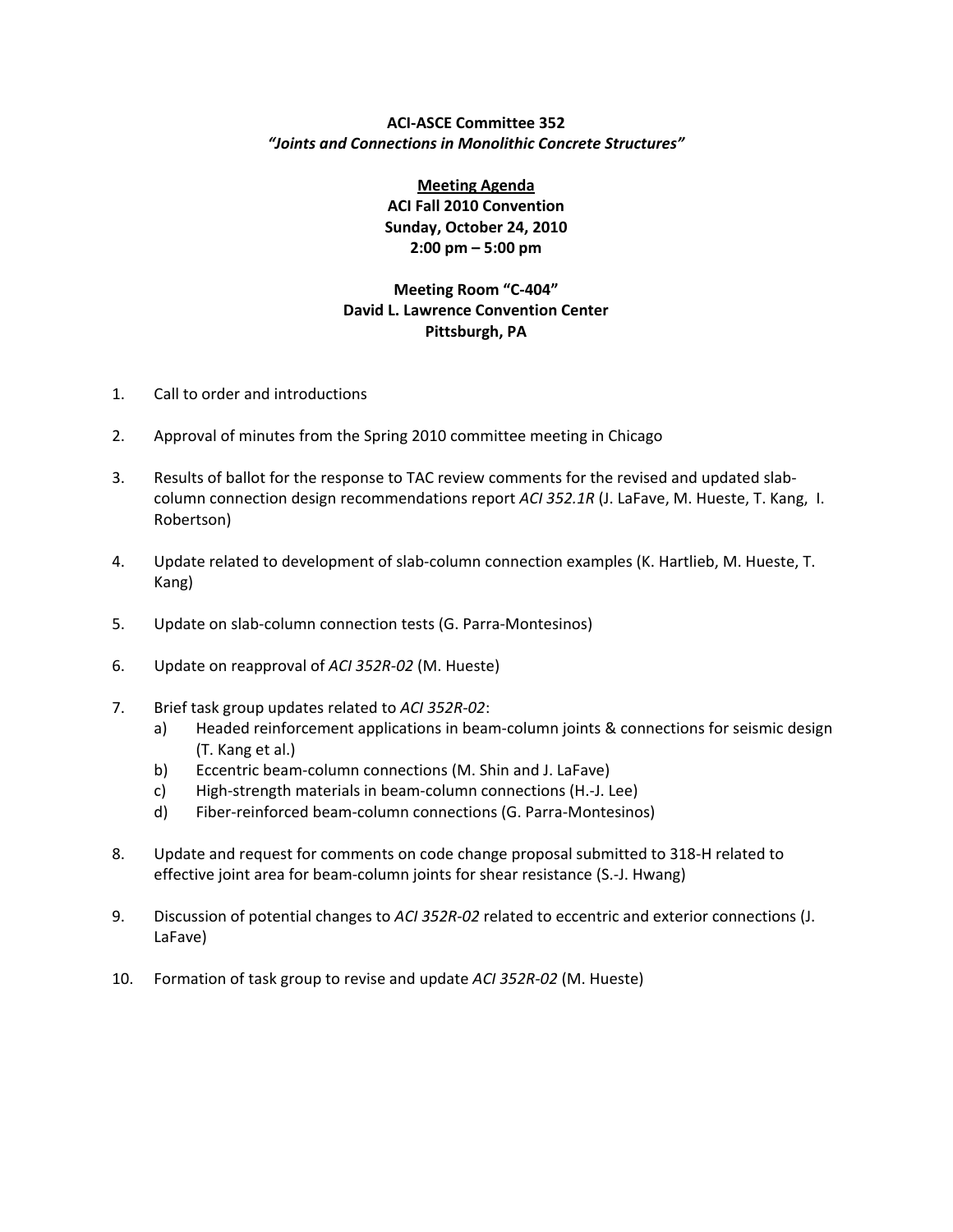**ACI-ASCE Committee 352**
***"Joints and Connections in Monolithic Concrete Structures"***

**<u>Meeting Agenda</u>**
**ACI Fall 2010 Convention**
**Sunday, October 24, 2010**
**2:00 pm – 5:00 pm**

**Meeting Room "C-404"**
**David L. Lawrence Convention Center**
**Pittsburgh, PA**

1. Call to order and introductions

2. Approval of minutes from the Spring 2010 committee meeting in Chicago

3. Results of ballot for the response to TAC review comments for the revised and updated slab-column connection design recommendations report *ACI 352.1R* (J. LaFave, M. Hueste, T. Kang, I. Robertson)

4. Update related to development of slab-column connection examples (K. Hartlieb, M. Hueste, T. Kang)

5. Update on slab-column connection tests (G. Parra-Montesinos)

6. Update on reapproval of *ACI 352R-02* (M. Hueste)

7. Brief task group updates related to *ACI 352R-02*:
   a) Headed reinforcement applications in beam-column joints & connections for seismic design (T. Kang et al.)
   b) Eccentric beam-column connections (M. Shin and J. LaFave)
   c) High-strength materials in beam-column connections (H.-J. Lee)
   d) Fiber-reinforced beam-column connections (G. Parra-Montesinos)

8. Update and request for comments on code change proposal submitted to 318-H related to effective joint area for beam-column joints for shear resistance (S.-J. Hwang)

9. Discussion of potential changes to *ACI 352R-02* related to eccentric and exterior connections (J. LaFave)

10. Formation of task group to revise and update *ACI 352R-02* (M. Hueste)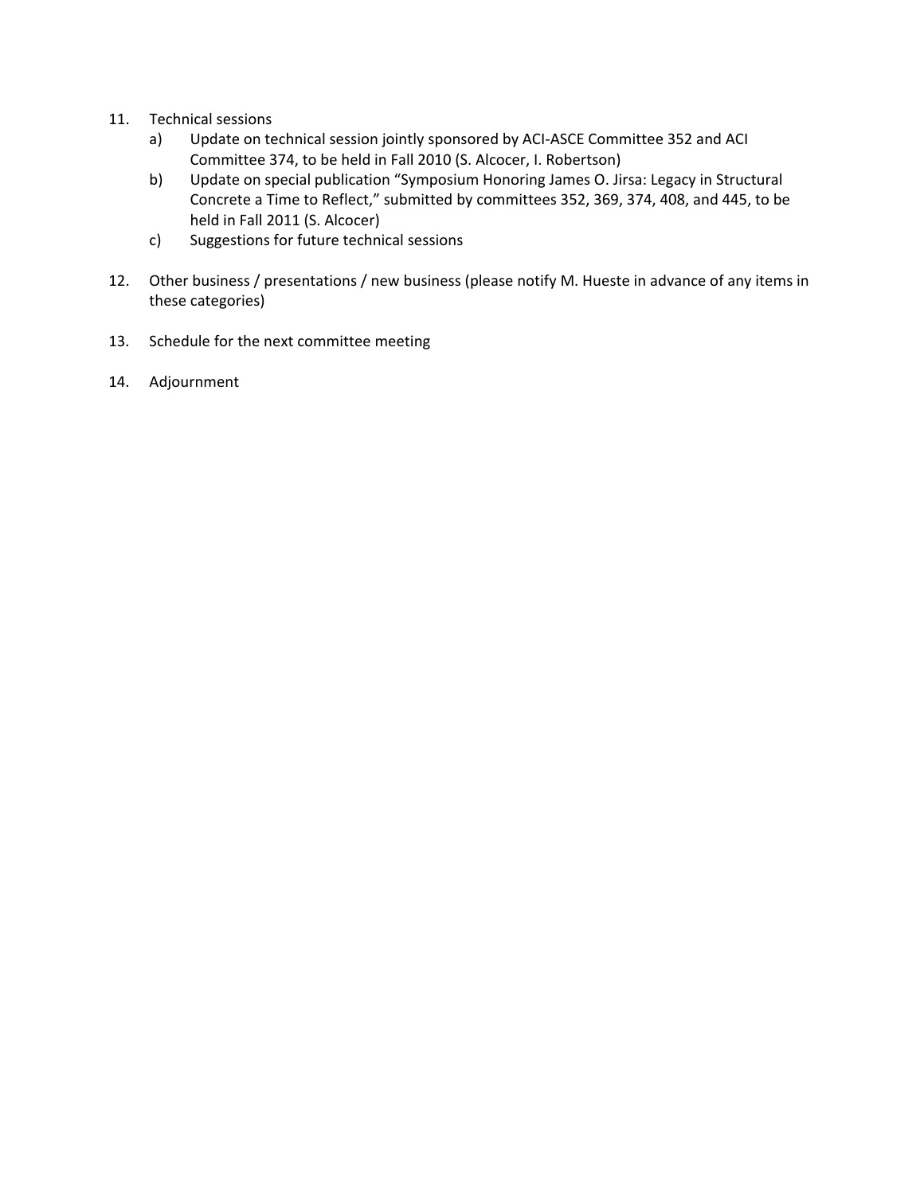11. Technical sessions
    a) Update on technical session jointly sponsored by ACI-ASCE Committee 352 and ACI Committee 374, to be held in Fall 2010 (S. Alcocer, I. Robertson)
    b) Update on special publication "Symposium Honoring James O. Jirsa: Legacy in Structural Concrete a Time to Reflect," submitted by committees 352, 369, 374, 408, and 445, to be held in Fall 2011 (S. Alcocer)
    c) Suggestions for future technical sessions

12. Other business / presentations / new business (please notify M. Hueste in advance of any items in these categories)

13. Schedule for the next committee meeting

14. Adjournment